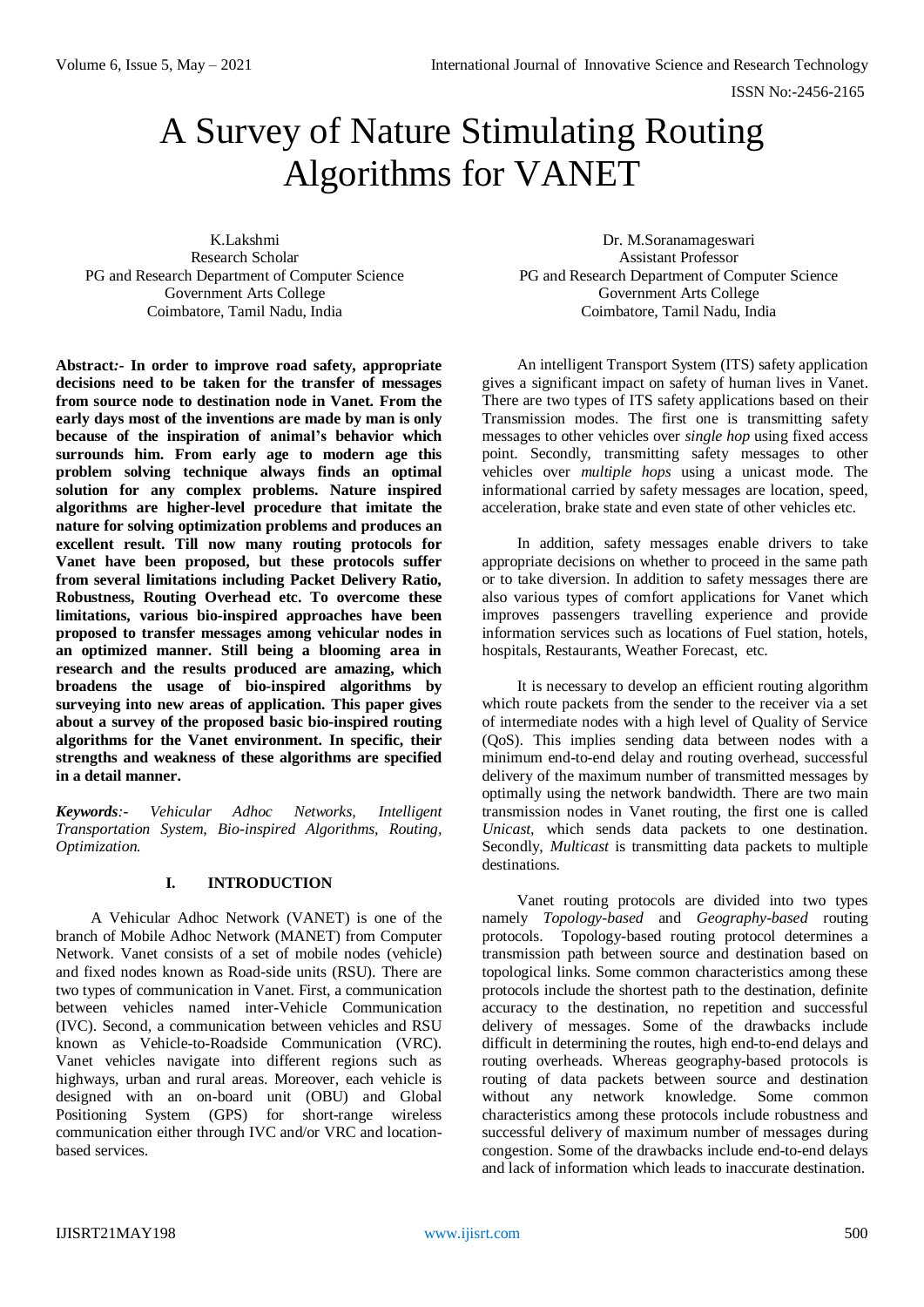# A Survey of Nature Stimulating Routing Algorithms for VANET

K.Lakshmi
Research Scholar
PG and Research Department of Computer Science
Government Arts College
Coimbatore, Tamil Nadu, India

Dr. M.Soranamageswari
Assistant Professor
PG and Research Department of Computer Science
Government Arts College
Coimbatore, Tamil Nadu, India

**Abstract:- In order to improve road safety, appropriate decisions need to be taken for the transfer of messages from source node to destination node in Vanet. From the early days most of the inventions are made by man is only because of the inspiration of animal's behavior which surrounds him. From early age to modern age this problem solving technique always finds an optimal solution for any complex problems. Nature inspired algorithms are higher-level procedure that imitate the nature for solving optimization problems and produces an excellent result. Till now many routing protocols for Vanet have been proposed, but these protocols suffer from several limitations including Packet Delivery Ratio, Robustness, Routing Overhead etc. To overcome these limitations, various bio-inspired approaches have been proposed to transfer messages among vehicular nodes in an optimized manner. Still being a blooming area in research and the results produced are amazing, which broadens the usage of bio-inspired algorithms by surveying into new areas of application. This paper gives about a survey of the proposed basic bio-inspired routing algorithms for the Vanet environment. In specific, their strengths and weakness of these algorithms are specified in a detail manner.**

***Keywords:-*** *Vehicular Adhoc Networks, Intelligent Transportation System, Bio-inspired Algorithms, Routing, Optimization.*

## I. INTRODUCTION

A Vehicular Adhoc Network (VANET) is one of the branch of Mobile Adhoc Network (MANET) from Computer Network. Vanet consists of a set of mobile nodes (vehicle) and fixed nodes known as Road-side units (RSU). There are two types of communication in Vanet. First, a communication between vehicles named inter-Vehicle Communication (IVC). Second, a communication between vehicles and RSU known as Vehicle-to-Roadside Communication (VRC). Vanet vehicles navigate into different regions such as highways, urban and rural areas. Moreover, each vehicle is designed with an on-board unit (OBU) and Global Positioning System (GPS) for short-range wireless communication either through IVC and/or VRC and location-based services.

An intelligent Transport System (ITS) safety application gives a significant impact on safety of human lives in Vanet. There are two types of ITS safety applications based on their Transmission modes. The first one is transmitting safety messages to other vehicles over *single hop* using fixed access point. Secondly, transmitting safety messages to other vehicles over *multiple hops* using a unicast mode. The informational carried by safety messages are location, speed, acceleration, brake state and even state of other vehicles etc.

In addition, safety messages enable drivers to take appropriate decisions on whether to proceed in the same path or to take diversion. In addition to safety messages there are also various types of comfort applications for Vanet which improves passengers travelling experience and provide information services such as locations of Fuel station, hotels, hospitals, Restaurants, Weather Forecast, etc.

It is necessary to develop an efficient routing algorithm which route packets from the sender to the receiver via a set of intermediate nodes with a high level of Quality of Service (QoS). This implies sending data between nodes with a minimum end-to-end delay and routing overhead, successful delivery of the maximum number of transmitted messages by optimally using the network bandwidth. There are two main transmission nodes in Vanet routing, the first one is called *Unicast*, which sends data packets to one destination. Secondly, *Multicast* is transmitting data packets to multiple destinations.

Vanet routing protocols are divided into two types namely *Topology-based* and *Geography-based* routing protocols. Topology-based routing protocol determines a transmission path between source and destination based on topological links. Some common characteristics among these protocols include the shortest path to the destination, definite accuracy to the destination, no repetition and successful delivery of messages. Some of the drawbacks include difficult in determining the routes, high end-to-end delays and routing overheads. Whereas geography-based protocols is routing of data packets between source and destination without any network knowledge. Some common characteristics among these protocols include robustness and successful delivery of maximum number of messages during congestion. Some of the drawbacks include end-to-end delays and lack of information which leads to inaccurate destination.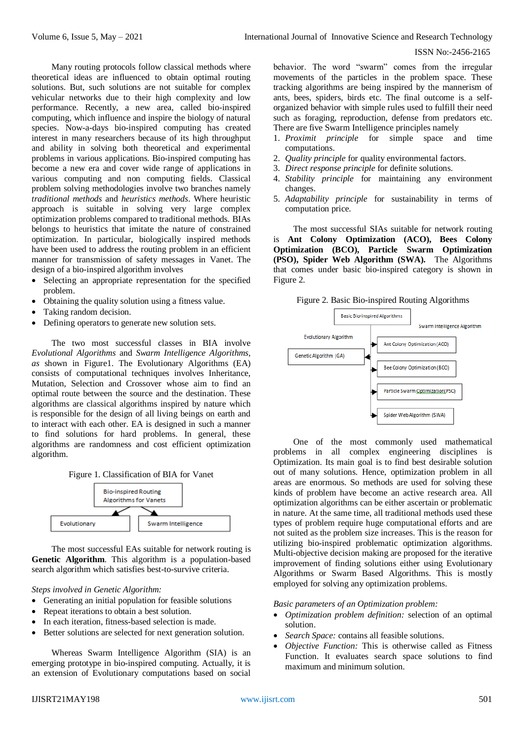Many routing protocols follow classical methods where theoretical ideas are influenced to obtain optimal routing solutions. But, such solutions are not suitable for complex vehicular networks due to their high complexity and low performance. Recently, a new area, called bio-inspired computing, which influence and inspire the biology of natural species. Now-a-days bio-inspired computing has created interest in many researchers because of its high throughput and ability in solving both theoretical and experimental problems in various applications. Bio-inspired computing has become a new era and cover wide range of applications in various computing and non computing fields. Classical problem solving methodologies involve two branches namely *traditional methods* and *heuristics methods*. Where heuristic approach is suitable in solving very large complex optimization problems compared to traditional methods. BIAs belongs to heuristics that imitate the nature of constrained optimization. In particular, biologically inspired methods have been used to address the routing problem in an efficient manner for transmission of safety messages in Vanet. The design of a bio-inspired algorithm involves

- Selecting an appropriate representation for the specified problem.
- Obtaining the quality solution using a fitness value.
- Taking random decision.
- Defining operators to generate new solution sets.

The two most successful classes in BIA involve *Evolutional Algorithms* and *Swarm Intelligence Algorithms, as* shown in Figure1. The Evolutionary Algorithms (EA) consists of computational techniques involves Inheritance, Mutation, Selection and Crossover whose aim to find an optimal route between the source and the destination. These algorithms are classical algorithms inspired by nature which is responsible for the design of all living beings on earth and to interact with each other. EA is designed in such a manner to find solutions for hard problems. In general, these algorithms are randomness and cost efficient optimization algorithm.

Figure 1. Classification of BIA for Vanet

Bio-inspired Routing Algorithms for Vanets → Evolutionary; Swarm Intelligence

The most successful EAs suitable for network routing is **Genetic Algorithm**. This algorithm is a population-based search algorithm which satisfies best-to-survive criteria.

*Steps involved in Genetic Algorithm:*

- Generating an initial population for feasible solutions
- Repeat iterations to obtain a best solution.
- In each iteration, fitness-based selection is made.
- Better solutions are selected for next generation solution.

Whereas Swarm Intelligence Algorithm (SIA) is an emerging prototype in bio-inspired computing. Actually, it is an extension of Evolutionary computations based on social behavior. The word "swarm" comes from the irregular movements of the particles in the problem space. These tracking algorithms are being inspired by the mannerism of ants, bees, spiders, birds etc. The final outcome is a self-organized behavior with simple rules used to fulfill their need such as foraging, reproduction, defense from predators etc. There are five Swarm Intelligence principles namely

1. *Proximit principle* for simple space and time computations.
2. *Quality principle* for quality environmental factors.
3. *Direct response principle* for definite solutions.
4. *Stability principle* for maintaining any environment changes.
5. *Adaptability principle* for sustainability in terms of computation price.

The most successful SIAs suitable for network routing is **Ant Colony Optimization (ACO), Bees Colony Optimization (BCO), Particle Swarm Optimization (PSO), Spider Web Algorithm (SWA).** The Algorithms that comes under basic bio-inspired category is shown in Figure 2.

Figure 2. Basic Bio-inspired Routing Algorithms

Basic Bio-inspired Algorithms
- Evolutionary Algorithm: Genetic Algorithm (GA)
- Swarm Intelligence Algorithm: Ant Colony Optimization (ACO); Bee Colony Optimization (BCO); Particle Swarm Optimization (PSO); Spider Web Algorithm (SWA)

One of the most commonly used mathematical problems in all complex engineering disciplines is Optimization. Its main goal is to find best desirable solution out of many solutions. Hence, optimization problem in all areas are enormous. So methods are used for solving these kinds of problem have become an active research area. All optimization algorithms can be either ascertain or problematic in nature. At the same time, all traditional methods used these types of problem require huge computational efforts and are not suited as the problem size increases. This is the reason for utilizing bio-inspired problematic optimization algorithms. Multi-objective decision making are proposed for the iterative improvement of finding solutions either using Evolutionary Algorithms or Swarm Based Algorithms. This is mostly employed for solving any optimization problems.

*Basic parameters of an Optimization problem:*

- *Optimization problem definition:* selection of an optimal solution.
- *Search Space:* contains all feasible solutions.
- *Objective Function:* This is otherwise called as Fitness Function. It evaluates search space solutions to find maximum and minimum solution.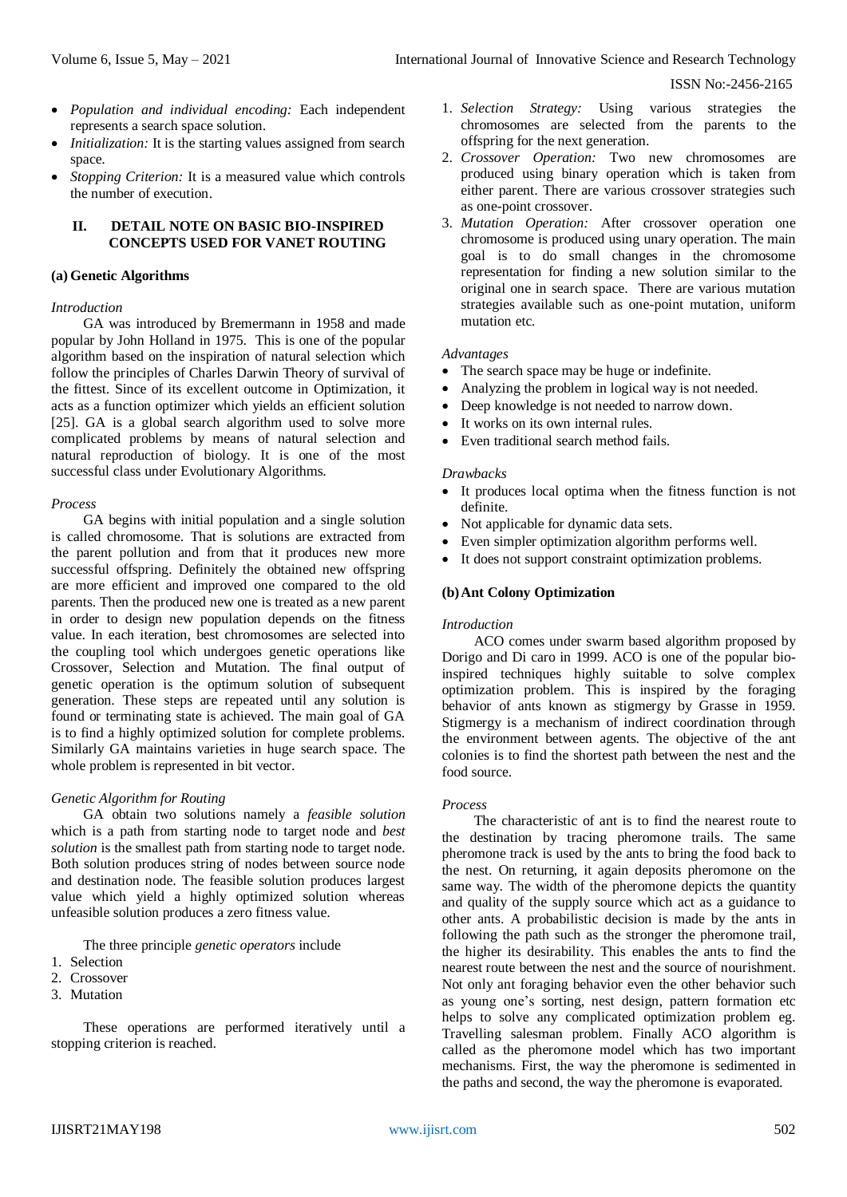- *Population and individual encoding:* Each independent represents a search space solution.
- *Initialization:* It is the starting values assigned from search space.
- *Stopping Criterion:* It is a measured value which controls the number of execution.

## II. DETAIL NOTE ON BASIC BIO-INSPIRED CONCEPTS USED FOR VANET ROUTING

### (a) Genetic Algorithms

*Introduction*

GA was introduced by Bremermann in 1958 and made popular by John Holland in 1975. This is one of the popular algorithm based on the inspiration of natural selection which follow the principles of Charles Darwin Theory of survival of the fittest. Since of its excellent outcome in Optimization, it acts as a function optimizer which yields an efficient solution [25]. GA is a global search algorithm used to solve more complicated problems by means of natural selection and natural reproduction of biology. It is one of the most successful class under Evolutionary Algorithms.

*Process*

GA begins with initial population and a single solution is called chromosome. That is solutions are extracted from the parent pollution and from that it produces new more successful offspring. Definitely the obtained new offspring are more efficient and improved one compared to the old parents. Then the produced new one is treated as a new parent in order to design new population depends on the fitness value. In each iteration, best chromosomes are selected into the coupling tool which undergoes genetic operations like Crossover, Selection and Mutation. The final output of genetic operation is the optimum solution of subsequent generation. These steps are repeated until any solution is found or terminating state is achieved. The main goal of GA is to find a highly optimized solution for complete problems. Similarly GA maintains varieties in huge search space. The whole problem is represented in bit vector.

*Genetic Algorithm for Routing*

GA obtain two solutions namely a *feasible solution* which is a path from starting node to target node and *best solution* is the smallest path from starting node to target node. Both solution produces string of nodes between source node and destination node. The feasible solution produces largest value which yield a highly optimized solution whereas unfeasible solution produces a zero fitness value.

The three principle *genetic operators* include

1. Selection
2. Crossover
3. Mutation

These operations are performed iteratively until a stopping criterion is reached.

1. *Selection Strategy:* Using various strategies the chromosomes are selected from the parents to the offspring for the next generation.
2. *Crossover Operation:* Two new chromosomes are produced using binary operation which is taken from either parent. There are various crossover strategies such as one-point crossover.
3. *Mutation Operation:* After crossover operation one chromosome is produced using unary operation. The main goal is to do small changes in the chromosome representation for finding a new solution similar to the original one in search space. There are various mutation strategies available such as one-point mutation, uniform mutation etc.

*Advantages*

- The search space may be huge or indefinite.
- Analyzing the problem in logical way is not needed.
- Deep knowledge is not needed to narrow down.
- It works on its own internal rules.
- Even traditional search method fails.

*Drawbacks*

- It produces local optima when the fitness function is not definite.
- Not applicable for dynamic data sets.
- Even simpler optimization algorithm performs well.
- It does not support constraint optimization problems.

### (b) Ant Colony Optimization

*Introduction*

ACO comes under swarm based algorithm proposed by Dorigo and Di caro in 1999. ACO is one of the popular bio-inspired techniques highly suitable to solve complex optimization problem. This is inspired by the foraging behavior of ants known as stigmergy by Grasse in 1959. Stigmergy is a mechanism of indirect coordination through the environment between agents. The objective of the ant colonies is to find the shortest path between the nest and the food source.

*Process*

The characteristic of ant is to find the nearest route to the destination by tracing pheromone trails. The same pheromone track is used by the ants to bring the food back to the nest. On returning, it again deposits pheromone on the same way. The width of the pheromone depicts the quantity and quality of the supply source which act as a guidance to other ants. A probabilistic decision is made by the ants in following the path such as the stronger the pheromone trail, the higher its desirability. This enables the ants to find the nearest route between the nest and the source of nourishment. Not only ant foraging behavior even the other behavior such as young one's sorting, nest design, pattern formation etc helps to solve any complicated optimization problem eg. Travelling salesman problem. Finally ACO algorithm is called as the pheromone model which has two important mechanisms. First, the way the pheromone is sedimented in the paths and second, the way the pheromone is evaporated.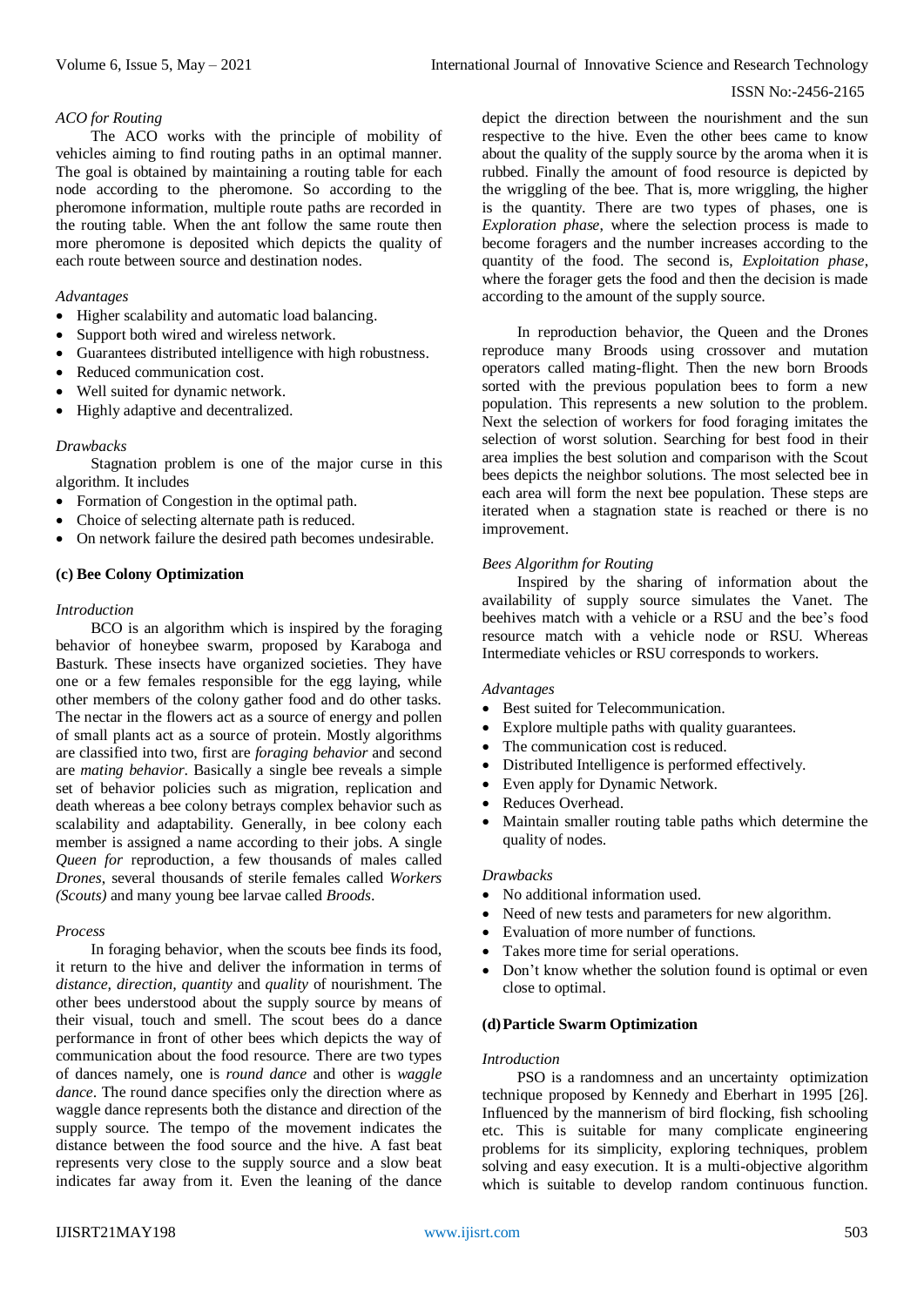*ACO for Routing*

The ACO works with the principle of mobility of vehicles aiming to find routing paths in an optimal manner. The goal is obtained by maintaining a routing table for each node according to the pheromone. So according to the pheromone information, multiple route paths are recorded in the routing table. When the ant follow the same route then more pheromone is deposited which depicts the quality of each route between source and destination nodes.

*Advantages*

- Higher scalability and automatic load balancing.
- Support both wired and wireless network.
- Guarantees distributed intelligence with high robustness.
- Reduced communication cost.
- Well suited for dynamic network.
- Highly adaptive and decentralized.

*Drawbacks*

Stagnation problem is one of the major curse in this algorithm. It includes

- Formation of Congestion in the optimal path.
- Choice of selecting alternate path is reduced.
- On network failure the desired path becomes undesirable.

**(c) Bee Colony Optimization**

*Introduction*

BCO is an algorithm which is inspired by the foraging behavior of honeybee swarm, proposed by Karaboga and Basturk. These insects have organized societies. They have one or a few females responsible for the egg laying, while other members of the colony gather food and do other tasks. The nectar in the flowers act as a source of energy and pollen of small plants act as a source of protein. Mostly algorithms are classified into two, first are *foraging behavior* and second are *mating behavior*. Basically a single bee reveals a simple set of behavior policies such as migration, replication and death whereas a bee colony betrays complex behavior such as scalability and adaptability. Generally, in bee colony each member is assigned a name according to their jobs. A single *Queen for* reproduction, a few thousands of males called *Drones*, several thousands of sterile females called *Workers (Scouts)* and many young bee larvae called *Broods*.

*Process*

In foraging behavior, when the scouts bee finds its food, it return to the hive and deliver the information in terms of *distance, direction, quantity* and *quality* of nourishment. The other bees understood about the supply source by means of their visual, touch and smell. The scout bees do a dance performance in front of other bees which depicts the way of communication about the food resource. There are two types of dances namely, one is *round dance* and other is *waggle dance*. The round dance specifies only the direction where as waggle dance represents both the distance and direction of the supply source. The tempo of the movement indicates the distance between the food source and the hive. A fast beat represents very close to the supply source and a slow beat indicates far away from it. Even the leaning of the dance depict the direction between the nourishment and the sun respective to the hive. Even the other bees came to know about the quality of the supply source by the aroma when it is rubbed. Finally the amount of food resource is depicted by the wriggling of the bee. That is, more wriggling, the higher is the quantity. There are two types of phases, one is *Exploration phase*, where the selection process is made to become foragers and the number increases according to the quantity of the food. The second is, *Exploitation phase*, where the forager gets the food and then the decision is made according to the amount of the supply source.

In reproduction behavior, the Queen and the Drones reproduce many Broods using crossover and mutation operators called mating-flight. Then the new born Broods sorted with the previous population bees to form a new population. This represents a new solution to the problem. Next the selection of workers for food foraging imitates the selection of worst solution. Searching for best food in their area implies the best solution and comparison with the Scout bees depicts the neighbor solutions. The most selected bee in each area will form the next bee population. These steps are iterated when a stagnation state is reached or there is no improvement.

*Bees Algorithm for Routing*

Inspired by the sharing of information about the availability of supply source simulates the Vanet. The beehives match with a vehicle or a RSU and the bee's food resource match with a vehicle node or RSU. Whereas Intermediate vehicles or RSU corresponds to workers.

*Advantages*

- Best suited for Telecommunication.
- Explore multiple paths with quality guarantees.
- The communication cost is reduced.
- Distributed Intelligence is performed effectively.
- Even apply for Dynamic Network.
- Reduces Overhead.
- Maintain smaller routing table paths which determine the quality of nodes.

*Drawbacks*

- No additional information used.
- Need of new tests and parameters for new algorithm.
- Evaluation of more number of functions.
- Takes more time for serial operations.
- Don't know whether the solution found is optimal or even close to optimal.

**(d) Particle Swarm Optimization**

*Introduction*

PSO is a randomness and an uncertainty optimization technique proposed by Kennedy and Eberhart in 1995 [26]. Influenced by the mannerism of bird flocking, fish schooling etc. This is suitable for many complicate engineering problems for its simplicity, exploring techniques, problem solving and easy execution. It is a multi-objective algorithm which is suitable to develop random continuous function.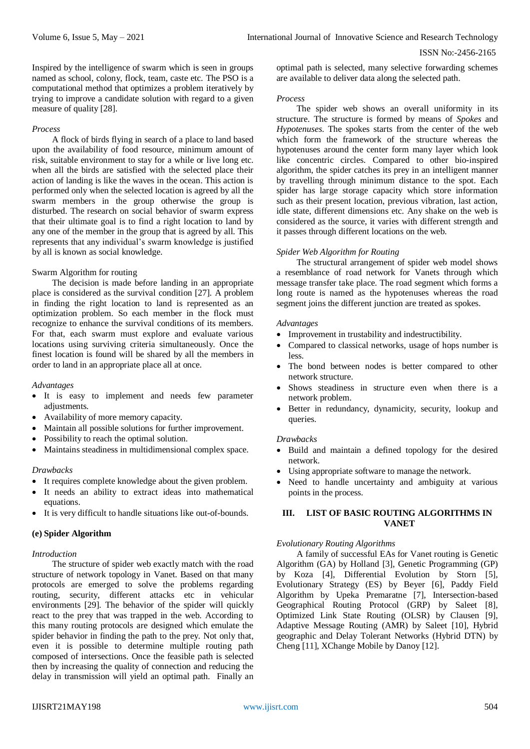Inspired by the intelligence of swarm which is seen in groups named as school, colony, flock, team, caste etc. The PSO is a computational method that optimizes a problem iteratively by trying to improve a candidate solution with regard to a given measure of quality [28].

*Process*

A flock of birds flying in search of a place to land based upon the availability of food resource, minimum amount of risk, suitable environment to stay for a while or live long etc. when all the birds are satisfied with the selected place their action of landing is like the waves in the ocean. This action is performed only when the selected location is agreed by all the swarm members in the group otherwise the group is disturbed. The research on social behavior of swarm express that their ultimate goal is to find a right location to land by any one of the member in the group that is agreed by all. This represents that any individual's swarm knowledge is justified by all is known as social knowledge.

Swarm Algorithm for routing

The decision is made before landing in an appropriate place is considered as the survival condition [27]. A problem in finding the right location to land is represented as an optimization problem. So each member in the flock must recognize to enhance the survival conditions of its members. For that, each swarm must explore and evaluate various locations using surviving criteria simultaneously. Once the finest location is found will be shared by all the members in order to land in an appropriate place all at once.

*Advantages*

- It is easy to implement and needs few parameter adjustments.
- Availability of more memory capacity.
- Maintain all possible solutions for further improvement.
- Possibility to reach the optimal solution.
- Maintains steadiness in multidimensional complex space.

*Drawbacks*

- It requires complete knowledge about the given problem.
- It needs an ability to extract ideas into mathematical equations.
- It is very difficult to handle situations like out-of-bounds.

**(e) Spider Algorithm**

*Introduction*

The structure of spider web exactly match with the road structure of network topology in Vanet. Based on that many protocols are emerged to solve the problems regarding routing, security, different attacks etc in vehicular environments [29]. The behavior of the spider will quickly react to the prey that was trapped in the web. According to this many routing protocols are designed which emulate the spider behavior in finding the path to the prey. Not only that, even it is possible to determine multiple routing path composed of intersections. Once the feasible path is selected then by increasing the quality of connection and reducing the delay in transmission will yield an optimal path. Finally an optimal path is selected, many selective forwarding schemes are available to deliver data along the selected path.

*Process*

The spider web shows an overall uniformity in its structure. The structure is formed by means of *Spokes* and *Hypotenuses*. The spokes starts from the center of the web which form the framework of the structure whereas the hypotenuses around the center form many layer which look like concentric circles. Compared to other bio-inspired algorithm, the spider catches its prey in an intelligent manner by travelling through minimum distance to the spot. Each spider has large storage capacity which store information such as their present location, previous vibration, last action, idle state, different dimensions etc. Any shake on the web is considered as the source, it varies with different strength and it passes through different locations on the web.

*Spider Web Algorithm for Routing*

The structural arrangement of spider web model shows a resemblance of road network for Vanets through which message transfer take place. The road segment which forms a long route is named as the hypotenuses whereas the road segment joins the different junction are treated as spokes.

*Advantages*

- Improvement in trustability and indestructibility.
- Compared to classical networks, usage of hops number is less.
- The bond between nodes is better compared to other network structure.
- Shows steadiness in structure even when there is a network problem.
- Better in redundancy, dynamicity, security, lookup and queries.

*Drawbacks*

- Build and maintain a defined topology for the desired network.
- Using appropriate software to manage the network.
- Need to handle uncertainty and ambiguity at various points in the process.

## III. LIST OF BASIC ROUTING ALGORITHMS IN VANET

*Evolutionary Routing Algorithms*

A family of successful EAs for Vanet routing is Genetic Algorithm (GA) by Holland [3], Genetic Programming (GP) by Koza [4], Differential Evolution by Storn [5], Evolutionary Strategy (ES) by Beyer [6], Paddy Field Algorithm by Upeka Premaratne [7], Intersection-based Geographical Routing Protocol (GRP) by Saleet [8], Optimized Link State Routing (OLSR) by Clausen [9], Adaptive Message Routing (AMR) by Saleet [10], Hybrid geographic and Delay Tolerant Networks (Hybrid DTN) by Cheng [11], XChange Mobile by Danoy [12].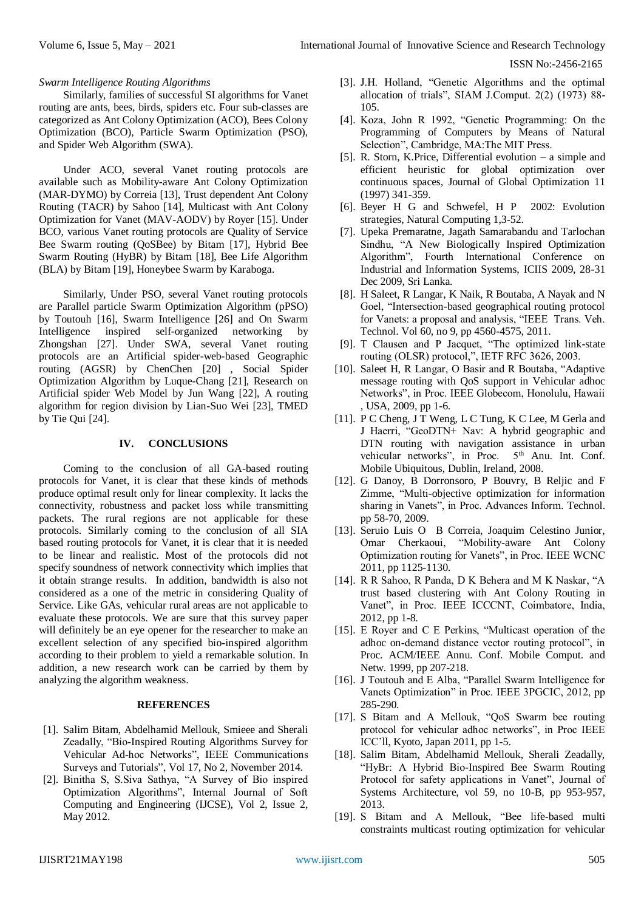*Swarm Intelligence Routing Algorithms*

Similarly, families of successful SI algorithms for Vanet routing are ants, bees, birds, spiders etc. Four sub-classes are categorized as Ant Colony Optimization (ACO), Bees Colony Optimization (BCO), Particle Swarm Optimization (PSO), and Spider Web Algorithm (SWA).

Under ACO, several Vanet routing protocols are available such as Mobility-aware Ant Colony Optimization (MAR-DYMO) by Correia [13], Trust dependent Ant Colony Routing (TACR) by Sahoo [14], Multicast with Ant Colony Optimization for Vanet (MAV-AODV) by Royer [15]. Under BCO, various Vanet routing protocols are Quality of Service Bee Swarm routing (QoSBee) by Bitam [17], Hybrid Bee Swarm Routing (HyBR) by Bitam [18], Bee Life Algorithm (BLA) by Bitam [19], Honeybee Swarm by Karaboga.

Similarly, Under PSO, several Vanet routing protocols are Parallel particle Swarm Optimization Algorithm (pPSO) by Toutouh [16], Swarm Intelligence [26] and On Swarm Intelligence inspired self-organized networking by Zhongshan [27]. Under SWA, several Vanet routing protocols are an Artificial spider-web-based Geographic routing (AGSR) by ChenChen [20] , Social Spider Optimization Algorithm by Luque-Chang [21], Research on Artificial spider Web Model by Jun Wang [22], A routing algorithm for region division by Lian-Suo Wei [23], TMED by Tie Qui [24].

## IV. CONCLUSIONS

Coming to the conclusion of all GA-based routing protocols for Vanet, it is clear that these kinds of methods produce optimal result only for linear complexity. It lacks the connectivity, robustness and packet loss while transmitting packets. The rural regions are not applicable for these protocols. Similarly coming to the conclusion of all SIA based routing protocols for Vanet, it is clear that it is needed to be linear and realistic. Most of the protocols did not specify soundness of network connectivity which implies that it obtain strange results. In addition, bandwidth is also not considered as a one of the metric in considering Quality of Service. Like GAs, vehicular rural areas are not applicable to evaluate these protocols. We are sure that this survey paper will definitely be an eye opener for the researcher to make an excellent selection of any specified bio-inspired algorithm according to their problem to yield a remarkable solution. In addition, a new research work can be carried by them by analyzing the algorithm weakness.

## REFERENCES

[1]. Salim Bitam, Abdelhamid Mellouk, Smieee and Sherali Zeadally, "Bio-Inspired Routing Algorithms Survey for Vehicular Ad-hoc Networks", IEEE Communications Surveys and Tutorials", Vol 17, No 2, November 2014.

[2]. Binitha S, S.Siva Sathya, "A Survey of Bio inspired Optimization Algorithms", Internal Journal of Soft Computing and Engineering (IJCSE), Vol 2, Issue 2, May 2012.

[3]. J.H. Holland, "Genetic Algorithms and the optimal allocation of trials", SIAM J.Comput. 2(2) (1973) 88-105.

[4]. Koza, John R 1992, "Genetic Programming: On the Programming of Computers by Means of Natural Selection", Cambridge, MA:The MIT Press.

[5]. R. Storn, K.Price, Differential evolution – a simple and efficient heuristic for global optimization over continuous spaces, Journal of Global Optimization 11 (1997) 341-359.

[6]. Beyer H G and Schwefel, H P 2002: Evolution strategies, Natural Computing 1,3-52.

[7]. Upeka Premaratne, Jagath Samarabandu and Tarlochan Sindhu, "A New Biologically Inspired Optimization Algorithm", Fourth International Conference on Industrial and Information Systems, ICIIS 2009, 28-31 Dec 2009, Sri Lanka.

[8]. H Saleet, R Langar, K Naik, R Boutaba, A Nayak and N Goel, "Intersection-based geographical routing protocol for Vanets: a proposal and analysis, "IEEE Trans. Veh. Technol. Vol 60, no 9, pp 4560-4575, 2011.

[9]. T Clausen and P Jacquet, "The optimized link-state routing (OLSR) protocol,", IETF RFC 3626, 2003.

[10]. Saleet H, R Langar, O Basir and R Boutaba, "Adaptive message routing with QoS support in Vehicular adhoc Networks", in Proc. IEEE Globecom, Honolulu, Hawaii , USA, 2009, pp 1-6.

[11]. P C Cheng, J T Weng, L C Tung, K C Lee, M Gerla and J Haerri, "GeoDTN+ Nav: A hybrid geographic and DTN routing with navigation assistance in urban vehicular networks", in Proc. 5th Anu. Int. Conf. Mobile Ubiquitous, Dublin, Ireland, 2008.

[12]. G Danoy, B Dorronsoro, P Bouvry, B Reljic and F Zimme, "Multi-objective optimization for information sharing in Vanets", in Proc. Advances Inform. Technol. pp 58-70, 2009.

[13]. Seruio Luis O B Correia, Joaquim Celestino Junior, Omar Cherkaoui, "Mobility-aware Ant Colony Optimization routing for Vanets", in Proc. IEEE WCNC 2011, pp 1125-1130.

[14]. R R Sahoo, R Panda, D K Behera and M K Naskar, "A trust based clustering with Ant Colony Routing in Vanet", in Proc. IEEE ICCCNT, Coimbatore, India, 2012, pp 1-8.

[15]. E Royer and C E Perkins, "Multicast operation of the adhoc on-demand distance vector routing protocol", in Proc. ACM/IEEE Annu. Conf. Mobile Comput. and Netw. 1999, pp 207-218.

[16]. J Toutouh and E Alba, "Parallel Swarm Intelligence for Vanets Optimization" in Proc. IEEE 3PGCIC, 2012, pp 285-290.

[17]. S Bitam and A Mellouk, "QoS Swarm bee routing protocol for vehicular adhoc networks", in Proc IEEE ICC'll, Kyoto, Japan 2011, pp 1-5.

[18]. Salim Bitam, Abdelhamid Mellouk, Sherali Zeadally, "HyBr: A Hybrid Bio-Inspired Bee Swarm Routing Protocol for safety applications in Vanet", Journal of Systems Architecture, vol 59, no 10-B, pp 953-957, 2013.

[19]. S Bitam and A Mellouk, "Bee life-based multi constraints multicast routing optimization for vehicular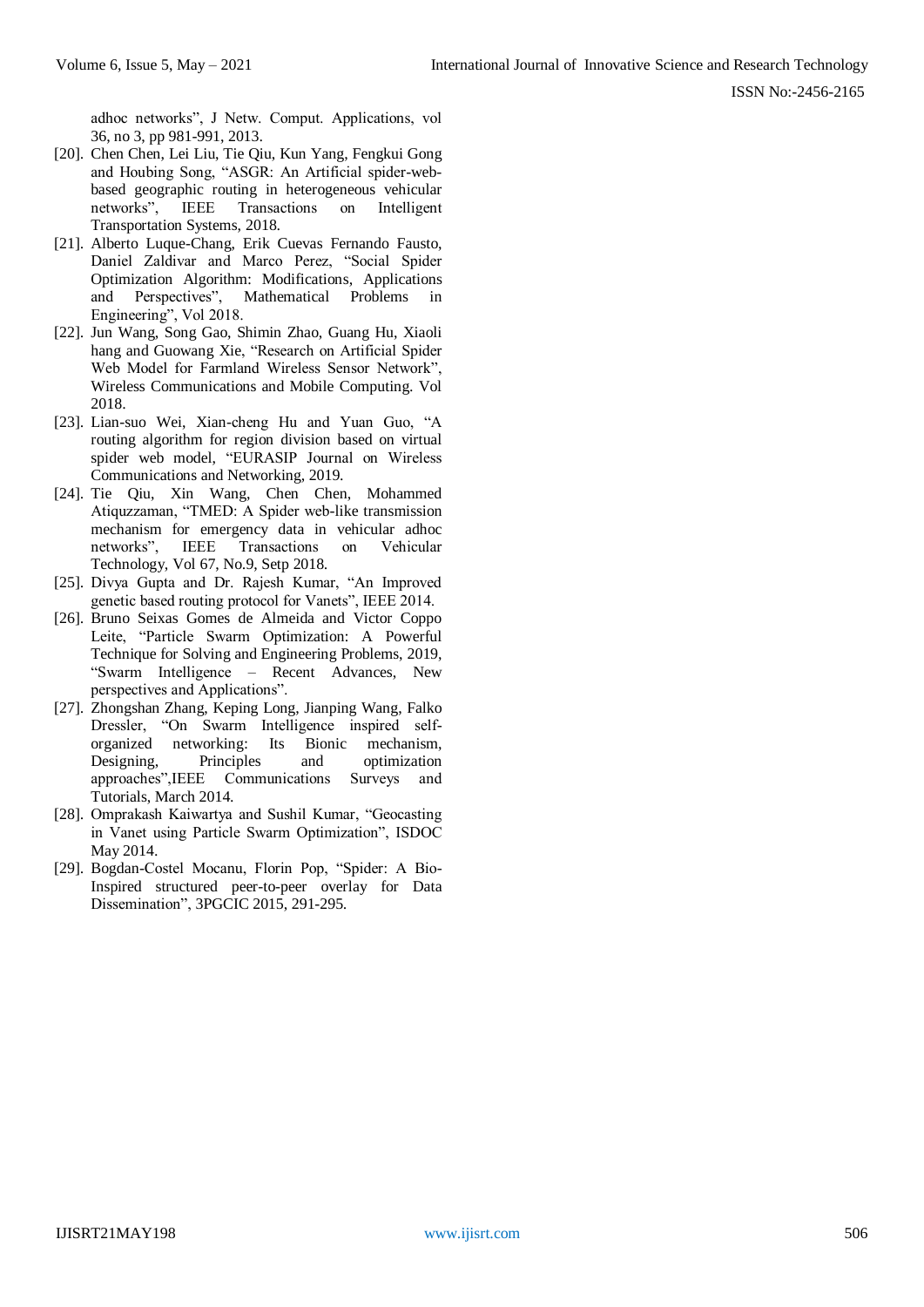adhoc networks", J Netw. Comput. Applications, vol 36, no 3, pp 981-991, 2013.

[20]. Chen Chen, Lei Liu, Tie Qiu, Kun Yang, Fengkui Gong and Houbing Song, "ASGR: An Artificial spider-web-based geographic routing in heterogeneous vehicular networks", IEEE Transactions on Intelligent Transportation Systems, 2018.

[21]. Alberto Luque-Chang, Erik Cuevas Fernando Fausto, Daniel Zaldivar and Marco Perez, "Social Spider Optimization Algorithm: Modifications, Applications and Perspectives", Mathematical Problems in Engineering", Vol 2018.

[22]. Jun Wang, Song Gao, Shimin Zhao, Guang Hu, Xiaoli hang and Guowang Xie, "Research on Artificial Spider Web Model for Farmland Wireless Sensor Network", Wireless Communications and Mobile Computing. Vol 2018.

[23]. Lian-suo Wei, Xian-cheng Hu and Yuan Guo, "A routing algorithm for region division based on virtual spider web model, "EURASIP Journal on Wireless Communications and Networking, 2019.

[24]. Tie Qiu, Xin Wang, Chen Chen, Mohammed Atiquzzaman, "TMED: A Spider web-like transmission mechanism for emergency data in vehicular adhoc networks", IEEE Transactions on Vehicular Technology, Vol 67, No.9, Setp 2018.

[25]. Divya Gupta and Dr. Rajesh Kumar, "An Improved genetic based routing protocol for Vanets", IEEE 2014.

[26]. Bruno Seixas Gomes de Almeida and Victor Coppo Leite, "Particle Swarm Optimization: A Powerful Technique for Solving and Engineering Problems, 2019, "Swarm Intelligence – Recent Advances, New perspectives and Applications".

[27]. Zhongshan Zhang, Keping Long, Jianping Wang, Falko Dressler, "On Swarm Intelligence inspired self-organized networking: Its Bionic mechanism, Designing, Principles and optimization approaches",IEEE Communications Surveys and Tutorials, March 2014.

[28]. Omprakash Kaiwartya and Sushil Kumar, "Geocasting in Vanet using Particle Swarm Optimization", ISDOC May 2014.

[29]. Bogdan-Costel Mocanu, Florin Pop, "Spider: A Bio-Inspired structured peer-to-peer overlay for Data Dissemination", 3PGCIC 2015, 291-295.